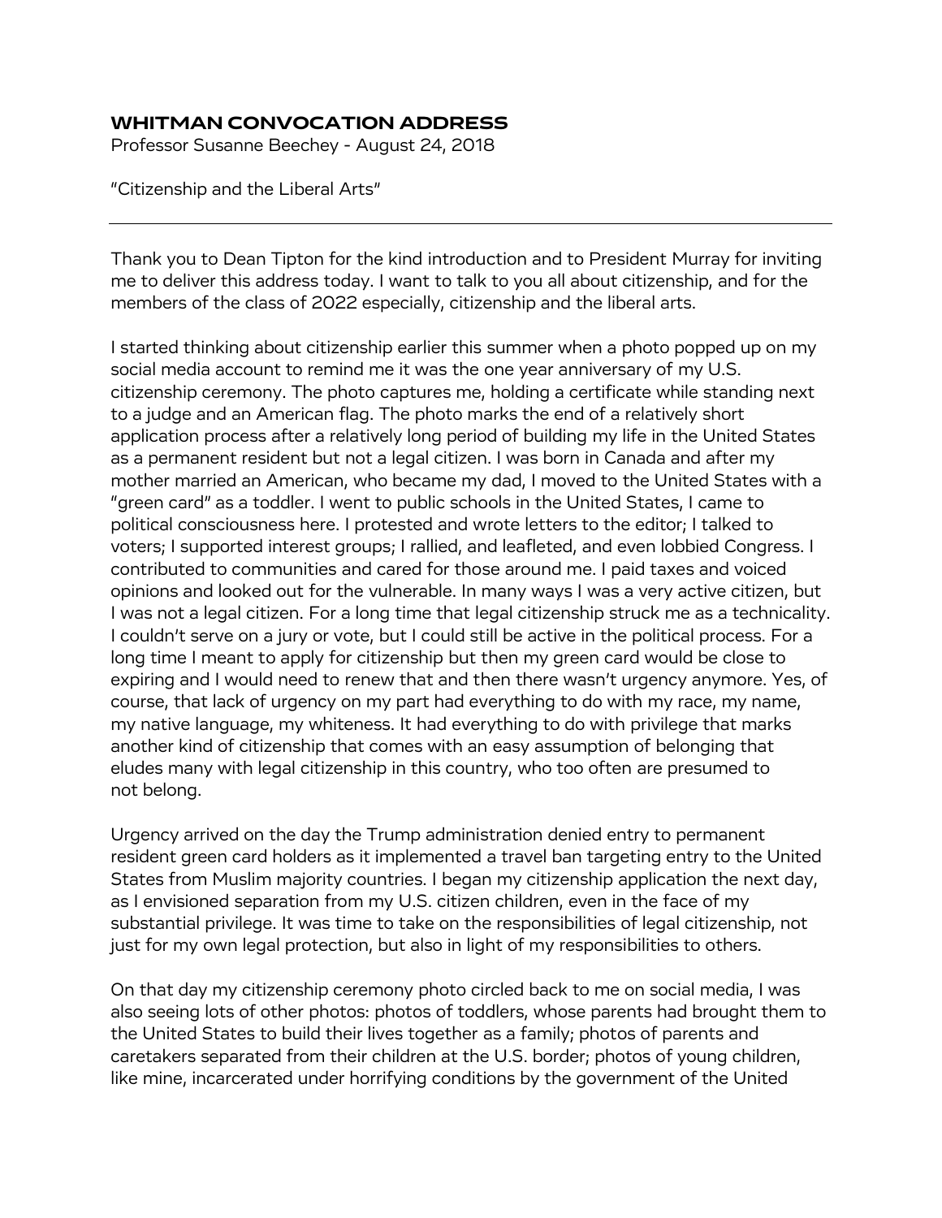# WHITMAN CONVOCATION ADDRESS

Professor Susanne Beechey - August 24, 2018

"Citizenship and the Liberal Arts"

---

Thank you to Dean Tipton for the kind introduction and to President Murray for inviting me to deliver this address today. I want to talk to you all about citizenship, and for the members of the class of 2022 especially, citizenship and the liberal arts.

I started thinking about citizenship earlier this summer when a photo popped up on my social media account to remind me it was the one year anniversary of my U.S. citizenship ceremony. The photo captures me, holding a certificate while standing next to a judge and an American flag. The photo marks the end of a relatively short application process after a relatively long period of building my life in the United States as a permanent resident but not a legal citizen. I was born in Canada and after my mother married an American, who became my dad, I moved to the United States with a "green card" as a toddler. I went to public schools in the United States, I came to political consciousness here. I protested and wrote letters to the editor; I talked to voters; I supported interest groups; I rallied, and leafleted, and even lobbied Congress. I contributed to communities and cared for those around me. I paid taxes and voiced opinions and looked out for the vulnerable. In many ways I was a very active citizen, but I was not a legal citizen. For a long time that legal citizenship struck me as a technicality. I couldn't serve on a jury or vote, but I could still be active in the political process. For a long time I meant to apply for citizenship but then my green card would be close to expiring and I would need to renew that and then there wasn't urgency anymore. Yes, of course, that lack of urgency on my part had everything to do with my race, my name, my native language, my whiteness. It had everything to do with privilege that marks another kind of citizenship that comes with an easy assumption of belonging that eludes many with legal citizenship in this country, who too often are presumed to not belong.

Urgency arrived on the day the Trump administration denied entry to permanent resident green card holders as it implemented a travel ban targeting entry to the United States from Muslim majority countries. I began my citizenship application the next day, as I envisioned separation from my U.S. citizen children, even in the face of my substantial privilege. It was time to take on the responsibilities of legal citizenship, not just for my own legal protection, but also in light of my responsibilities to others.

On that day my citizenship ceremony photo circled back to me on social media, I was also seeing lots of other photos: photos of toddlers, whose parents had brought them to the United States to build their lives together as a family; photos of parents and caretakers separated from their children at the U.S. border; photos of young children, like mine, incarcerated under horrifying conditions by the government of the United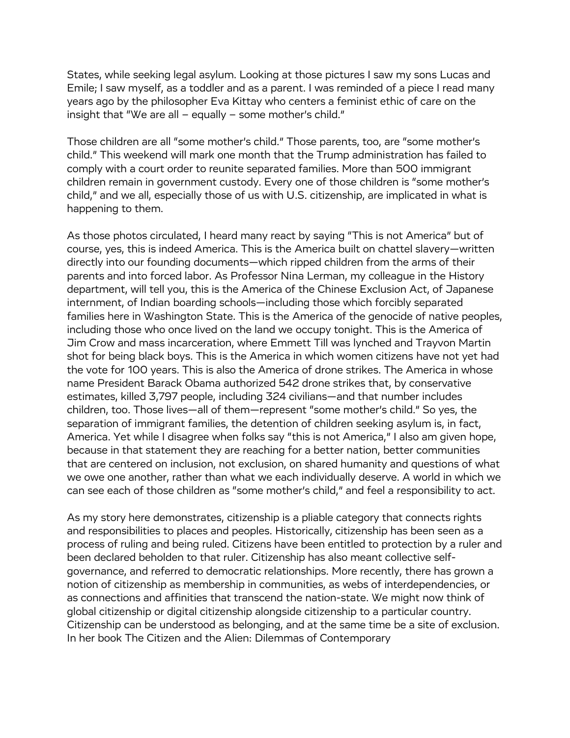States, while seeking legal asylum. Looking at those pictures I saw my sons Lucas and Emile; I saw myself, as a toddler and as a parent. I was reminded of a piece I read many years ago by the philosopher Eva Kittay who centers a feminist ethic of care on the insight that "We are all – equally – some mother's child."

Those children are all "some mother's child." Those parents, too, are "some mother's child." This weekend will mark one month that the Trump administration has failed to comply with a court order to reunite separated families. More than 500 immigrant children remain in government custody. Every one of those children is "some mother's child," and we all, especially those of us with U.S. citizenship, are implicated in what is happening to them.

As those photos circulated, I heard many react by saying "This is not America" but of course, yes, this is indeed America. This is the America built on chattel slavery—written directly into our founding documents—which ripped children from the arms of their parents and into forced labor. As Professor Nina Lerman, my colleague in the History department, will tell you, this is the America of the Chinese Exclusion Act, of Japanese internment, of Indian boarding schools—including those which forcibly separated families here in Washington State. This is the America of the genocide of native peoples, including those who once lived on the land we occupy tonight. This is the America of Jim Crow and mass incarceration, where Emmett Till was lynched and Trayvon Martin shot for being black boys. This is the America in which women citizens have not yet had the vote for 100 years. This is also the America of drone strikes. The America in whose name President Barack Obama authorized 542 drone strikes that, by conservative estimates, killed 3,797 people, including 324 civilians—and that number includes children, too. Those lives—all of them—represent "some mother's child." So yes, the separation of immigrant families, the detention of children seeking asylum is, in fact, America. Yet while I disagree when folks say "this is not America," I also am given hope, because in that statement they are reaching for a better nation, better communities that are centered on inclusion, not exclusion, on shared humanity and questions of what we owe one another, rather than what we each individually deserve. A world in which we can see each of those children as "some mother's child," and feel a responsibility to act.

As my story here demonstrates, citizenship is a pliable category that connects rights and responsibilities to places and peoples. Historically, citizenship has been seen as a process of ruling and being ruled. Citizens have been entitled to protection by a ruler and been declared beholden to that ruler. Citizenship has also meant collective self-governance, and referred to democratic relationships. More recently, there has grown a notion of citizenship as membership in communities, as webs of interdependencies, or as connections and affinities that transcend the nation-state. We might now think of global citizenship or digital citizenship alongside citizenship to a particular country. Citizenship can be understood as belonging, and at the same time be a site of exclusion. In her book The Citizen and the Alien: Dilemmas of Contemporary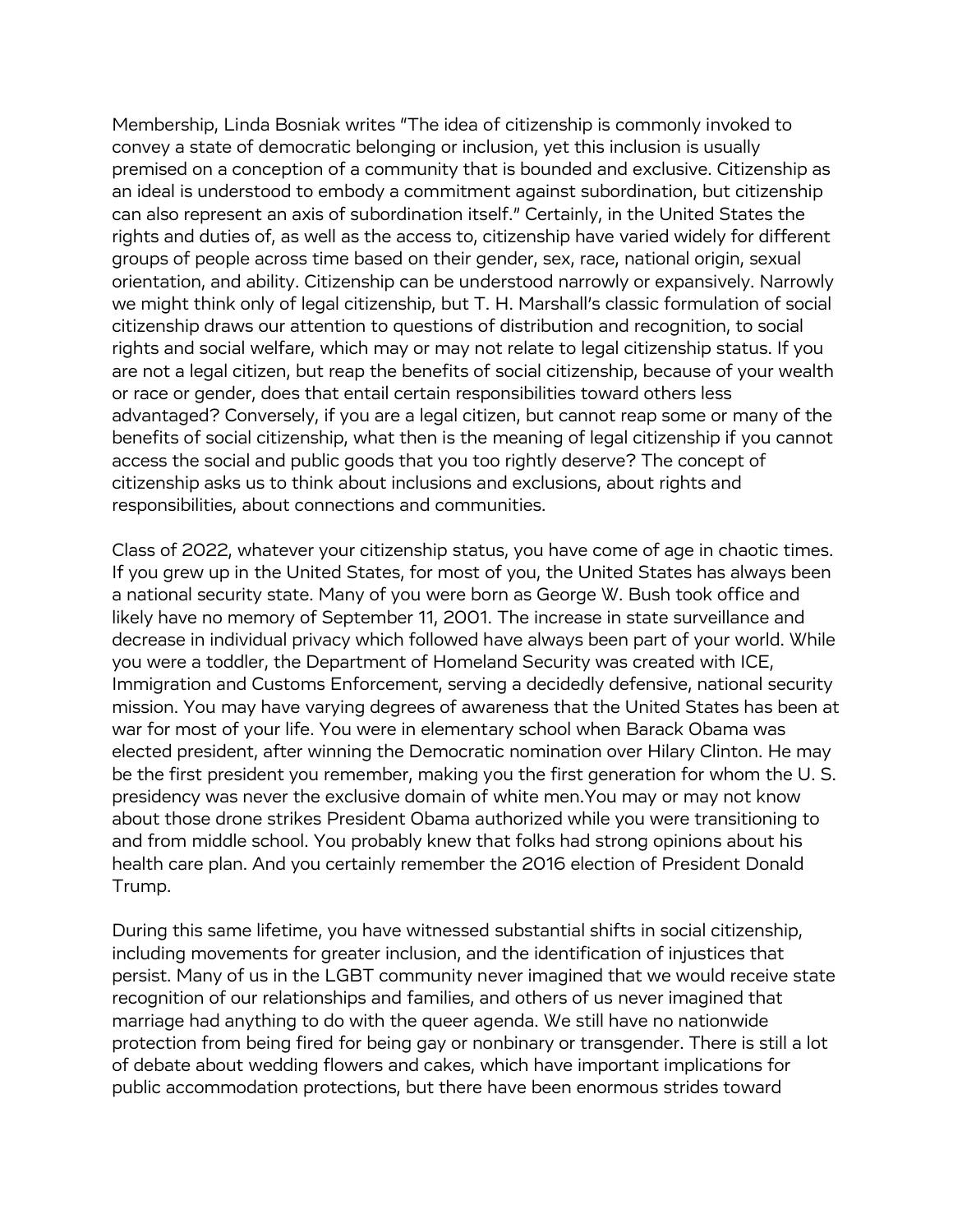Membership, Linda Bosniak writes "The idea of citizenship is commonly invoked to convey a state of democratic belonging or inclusion, yet this inclusion is usually premised on a conception of a community that is bounded and exclusive. Citizenship as an ideal is understood to embody a commitment against subordination, but citizenship can also represent an axis of subordination itself." Certainly, in the United States the rights and duties of, as well as the access to, citizenship have varied widely for different groups of people across time based on their gender, sex, race, national origin, sexual orientation, and ability. Citizenship can be understood narrowly or expansively. Narrowly we might think only of legal citizenship, but T. H. Marshall's classic formulation of social citizenship draws our attention to questions of distribution and recognition, to social rights and social welfare, which may or may not relate to legal citizenship status. If you are not a legal citizen, but reap the benefits of social citizenship, because of your wealth or race or gender, does that entail certain responsibilities toward others less advantaged? Conversely, if you are a legal citizen, but cannot reap some or many of the benefits of social citizenship, what then is the meaning of legal citizenship if you cannot access the social and public goods that you too rightly deserve? The concept of citizenship asks us to think about inclusions and exclusions, about rights and responsibilities, about connections and communities.

Class of 2022, whatever your citizenship status, you have come of age in chaotic times. If you grew up in the United States, for most of you, the United States has always been a national security state. Many of you were born as George W. Bush took office and likely have no memory of September 11, 2001. The increase in state surveillance and decrease in individual privacy which followed have always been part of your world. While you were a toddler, the Department of Homeland Security was created with ICE, Immigration and Customs Enforcement, serving a decidedly defensive, national security mission. You may have varying degrees of awareness that the United States has been at war for most of your life. You were in elementary school when Barack Obama was elected president, after winning the Democratic nomination over Hilary Clinton. He may be the first president you remember, making you the first generation for whom the U. S. presidency was never the exclusive domain of white men.You may or may not know about those drone strikes President Obama authorized while you were transitioning to and from middle school. You probably knew that folks had strong opinions about his health care plan. And you certainly remember the 2016 election of President Donald Trump.

During this same lifetime, you have witnessed substantial shifts in social citizenship, including movements for greater inclusion, and the identification of injustices that persist. Many of us in the LGBT community never imagined that we would receive state recognition of our relationships and families, and others of us never imagined that marriage had anything to do with the queer agenda. We still have no nationwide protection from being fired for being gay or nonbinary or transgender. There is still a lot of debate about wedding flowers and cakes, which have important implications for public accommodation protections, but there have been enormous strides toward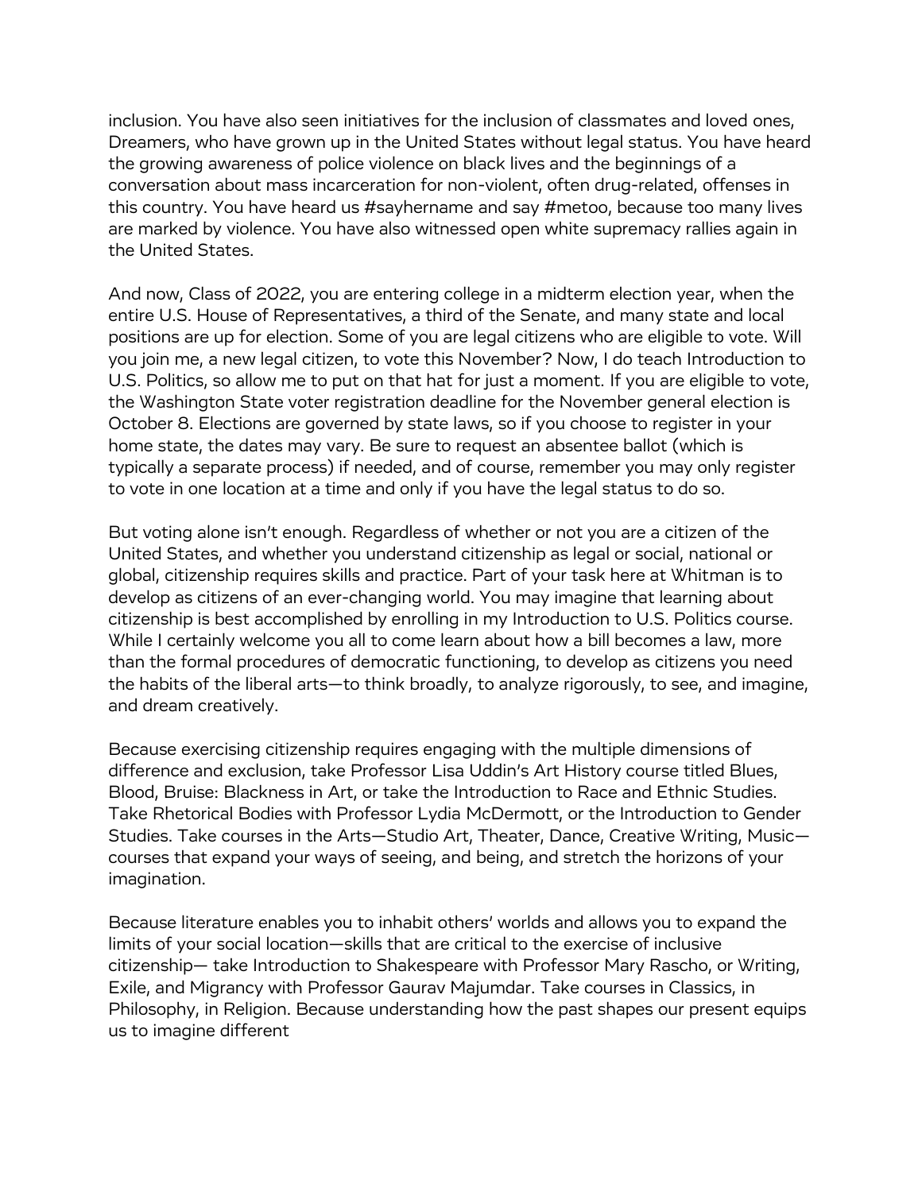inclusion. You have also seen initiatives for the inclusion of classmates and loved ones, Dreamers, who have grown up in the United States without legal status. You have heard the growing awareness of police violence on black lives and the beginnings of a conversation about mass incarceration for non-violent, often drug-related, offenses in this country. You have heard us #sayhername and say #metoo, because too many lives are marked by violence. You have also witnessed open white supremacy rallies again in the United States.

And now, Class of 2022, you are entering college in a midterm election year, when the entire U.S. House of Representatives, a third of the Senate, and many state and local positions are up for election. Some of you are legal citizens who are eligible to vote. Will you join me, a new legal citizen, to vote this November? Now, I do teach Introduction to U.S. Politics, so allow me to put on that hat for just a moment. If you are eligible to vote, the Washington State voter registration deadline for the November general election is October 8. Elections are governed by state laws, so if you choose to register in your home state, the dates may vary. Be sure to request an absentee ballot (which is typically a separate process) if needed, and of course, remember you may only register to vote in one location at a time and only if you have the legal status to do so.

But voting alone isn't enough. Regardless of whether or not you are a citizen of the United States, and whether you understand citizenship as legal or social, national or global, citizenship requires skills and practice. Part of your task here at Whitman is to develop as citizens of an ever-changing world. You may imagine that learning about citizenship is best accomplished by enrolling in my Introduction to U.S. Politics course. While I certainly welcome you all to come learn about how a bill becomes a law, more than the formal procedures of democratic functioning, to develop as citizens you need the habits of the liberal arts—to think broadly, to analyze rigorously, to see, and imagine, and dream creatively.

Because exercising citizenship requires engaging with the multiple dimensions of difference and exclusion, take Professor Lisa Uddin's Art History course titled Blues, Blood, Bruise: Blackness in Art, or take the Introduction to Race and Ethnic Studies. Take Rhetorical Bodies with Professor Lydia McDermott, or the Introduction to Gender Studies. Take courses in the Arts—Studio Art, Theater, Dance, Creative Writing, Music—courses that expand your ways of seeing, and being, and stretch the horizons of your imagination.

Because literature enables you to inhabit others' worlds and allows you to expand the limits of your social location—skills that are critical to the exercise of inclusive citizenship— take Introduction to Shakespeare with Professor Mary Rascho, or Writing, Exile, and Migrancy with Professor Gaurav Majumdar. Take courses in Classics, in Philosophy, in Religion. Because understanding how the past shapes our present equips us to imagine different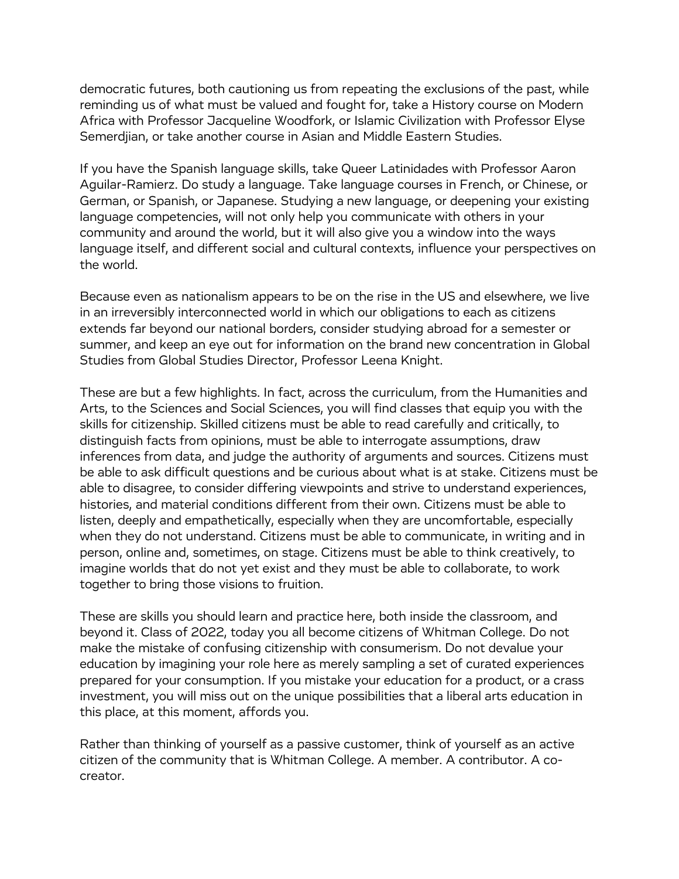democratic futures, both cautioning us from repeating the exclusions of the past, while reminding us of what must be valued and fought for, take a History course on Modern Africa with Professor Jacqueline Woodfork, or Islamic Civilization with Professor Elyse Semerdjian, or take another course in Asian and Middle Eastern Studies.

If you have the Spanish language skills, take Queer Latinidades with Professor Aaron Aguilar-Ramierz. Do study a language. Take language courses in French, or Chinese, or German, or Spanish, or Japanese. Studying a new language, or deepening your existing language competencies, will not only help you communicate with others in your community and around the world, but it will also give you a window into the ways language itself, and different social and cultural contexts, influence your perspectives on the world.

Because even as nationalism appears to be on the rise in the US and elsewhere, we live in an irreversibly interconnected world in which our obligations to each as citizens extends far beyond our national borders, consider studying abroad for a semester or summer, and keep an eye out for information on the brand new concentration in Global Studies from Global Studies Director, Professor Leena Knight.

These are but a few highlights. In fact, across the curriculum, from the Humanities and Arts, to the Sciences and Social Sciences, you will find classes that equip you with the skills for citizenship. Skilled citizens must be able to read carefully and critically, to distinguish facts from opinions, must be able to interrogate assumptions, draw inferences from data, and judge the authority of arguments and sources. Citizens must be able to ask difficult questions and be curious about what is at stake. Citizens must be able to disagree, to consider differing viewpoints and strive to understand experiences, histories, and material conditions different from their own. Citizens must be able to listen, deeply and empathetically, especially when they are uncomfortable, especially when they do not understand. Citizens must be able to communicate, in writing and in person, online and, sometimes, on stage. Citizens must be able to think creatively, to imagine worlds that do not yet exist and they must be able to collaborate, to work together to bring those visions to fruition.

These are skills you should learn and practice here, both inside the classroom, and beyond it. Class of 2022, today you all become citizens of Whitman College. Do not make the mistake of confusing citizenship with consumerism. Do not devalue your education by imagining your role here as merely sampling a set of curated experiences prepared for your consumption. If you mistake your education for a product, or a crass investment, you will miss out on the unique possibilities that a liberal arts education in this place, at this moment, affords you.

Rather than thinking of yourself as a passive customer, think of yourself as an active citizen of the community that is Whitman College. A member. A contributor. A co-creator.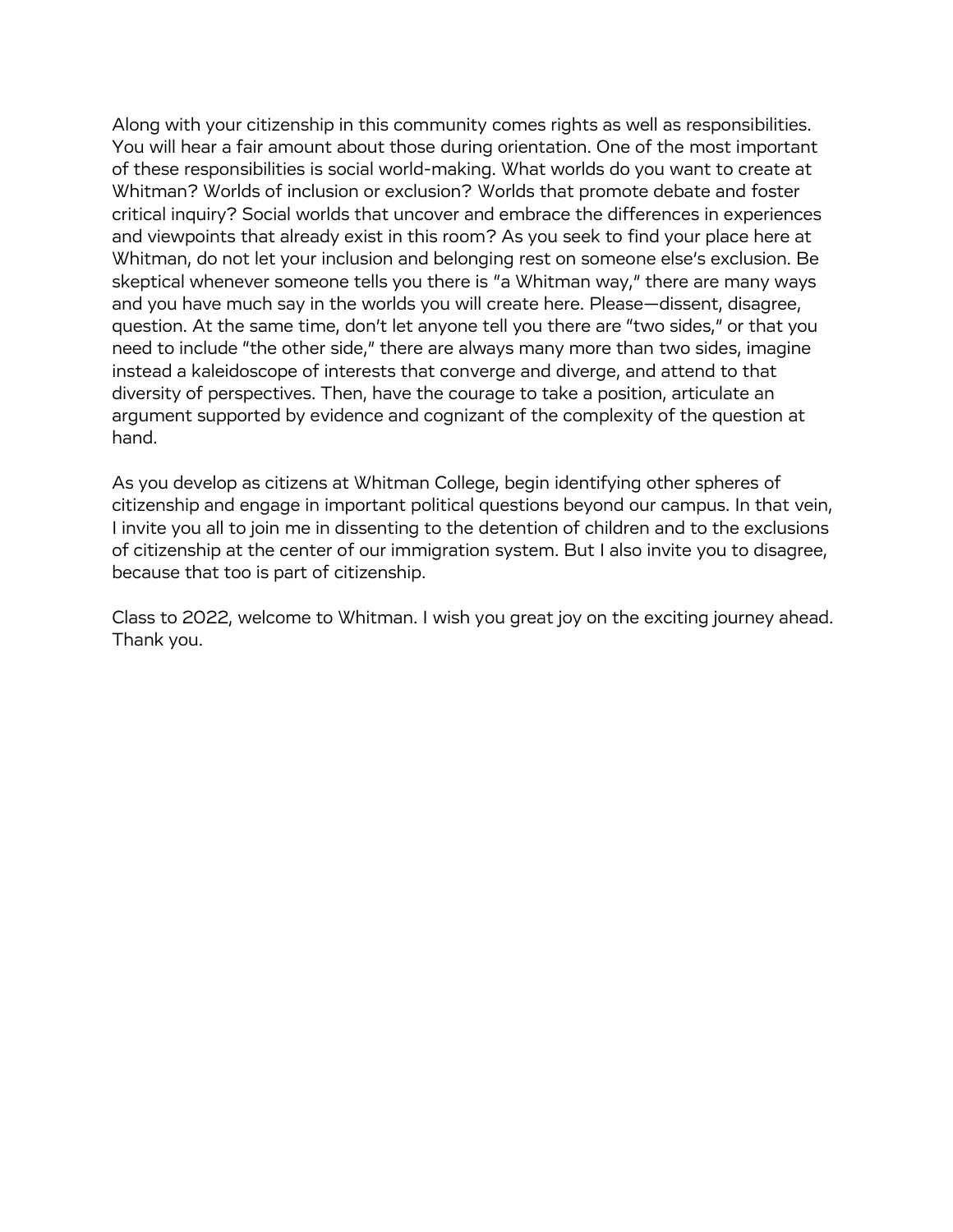Along with your citizenship in this community comes rights as well as responsibilities. You will hear a fair amount about those during orientation. One of the most important of these responsibilities is social world-making. What worlds do you want to create at Whitman? Worlds of inclusion or exclusion? Worlds that promote debate and foster critical inquiry? Social worlds that uncover and embrace the differences in experiences and viewpoints that already exist in this room? As you seek to find your place here at Whitman, do not let your inclusion and belonging rest on someone else's exclusion. Be skeptical whenever someone tells you there is "a Whitman way," there are many ways and you have much say in the worlds you will create here. Please—dissent, disagree, question. At the same time, don't let anyone tell you there are "two sides," or that you need to include "the other side," there are always many more than two sides, imagine instead a kaleidoscope of interests that converge and diverge, and attend to that diversity of perspectives. Then, have the courage to take a position, articulate an argument supported by evidence and cognizant of the complexity of the question at hand.

As you develop as citizens at Whitman College, begin identifying other spheres of citizenship and engage in important political questions beyond our campus. In that vein, I invite you all to join me in dissenting to the detention of children and to the exclusions of citizenship at the center of our immigration system. But I also invite you to disagree, because that too is part of citizenship.

Class to 2022, welcome to Whitman. I wish you great joy on the exciting journey ahead. Thank you.